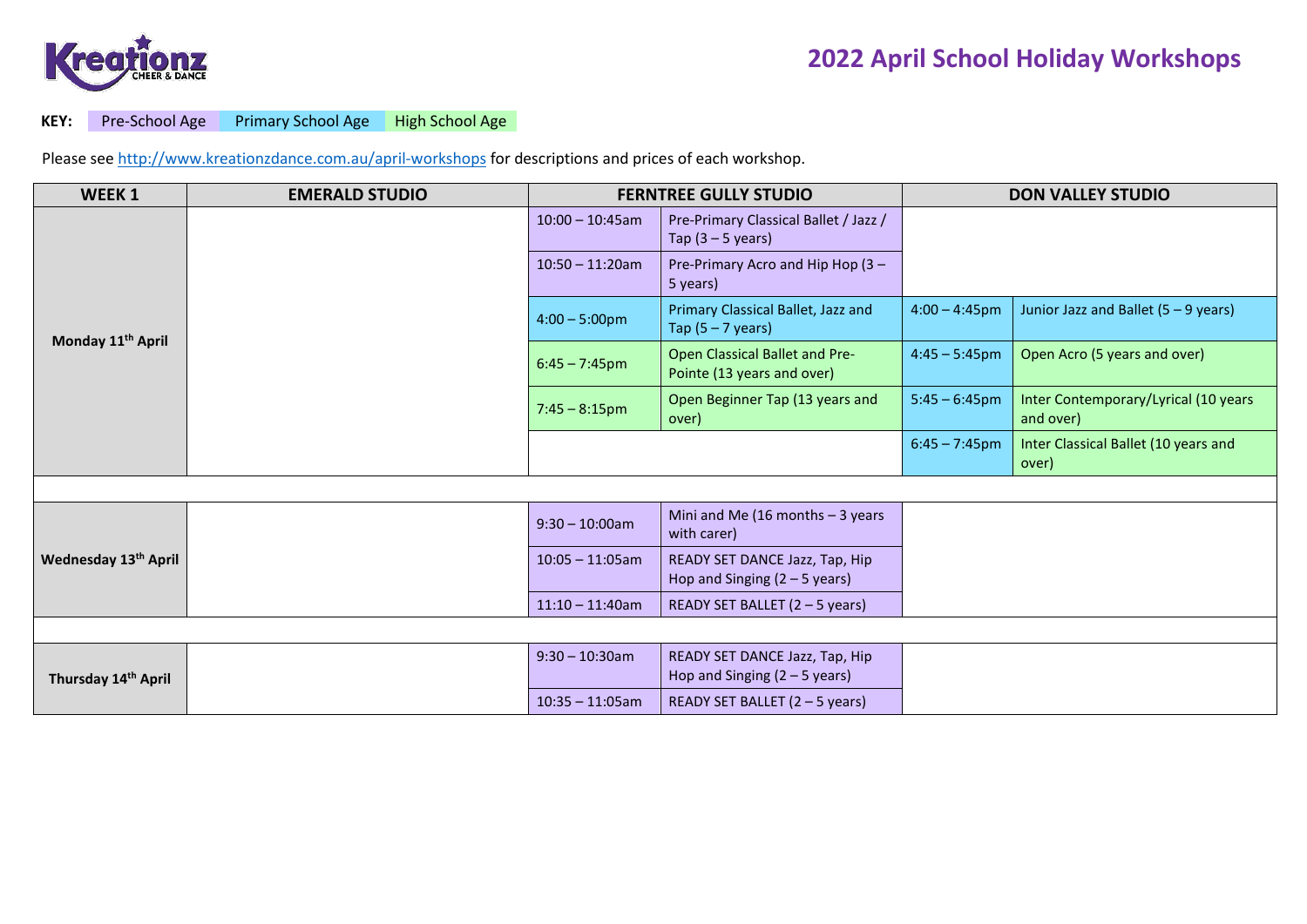# 2022 April School Holiday Workshops

**KEY:** Pre-School Age | Primary School Age | High School Age

Please see http://www.kreationzdance.com.au/april-workshops for descriptions and prices of each workshop.

| WEEK 1 | EMERALD STUDIO | FERNTREE GULLY STUDIO | | DON VALLEY STUDIO | |
|---|---|---|---|---|---|
| Monday 11th April | | 10:00 – 10:45am | Pre-Primary Classical Ballet / Jazz / Tap (3 – 5 years) | | |
| | | 10:50 – 11:20am | Pre-Primary Acro and Hip Hop (3 – 5 years) | | |
| | | 4:00 – 5:00pm | Primary Classical Ballet, Jazz and Tap (5 – 7 years) | 4:00 – 4:45pm | Junior Jazz and Ballet (5 – 9 years) |
| | | 6:45 – 7:45pm | Open Classical Ballet and Pre-Pointe (13 years and over) | 4:45 – 5:45pm | Open Acro (5 years and over) |
| | | 7:45 – 8:15pm | Open Beginner Tap (13 years and over) | 5:45 – 6:45pm | Inter Contemporary/Lyrical (10 years and over) |
| | | | | 6:45 – 7:45pm | Inter Classical Ballet (10 years and over) |
| | | | | | |
| Wednesday 13th April | | 9:30 – 10:00am | Mini and Me (16 months – 3 years with carer) | | |
| | | 10:05 – 11:05am | READY SET DANCE Jazz, Tap, Hip Hop and Singing (2 – 5 years) | | |
| | | 11:10 – 11:40am | READY SET BALLET (2 – 5 years) | | |
| | | | | | |
| Thursday 14th April | | 9:30 – 10:30am | READY SET DANCE Jazz, Tap, Hip Hop and Singing (2 – 5 years) | | |
| | | 10:35 – 11:05am | READY SET BALLET (2 – 5 years) | | |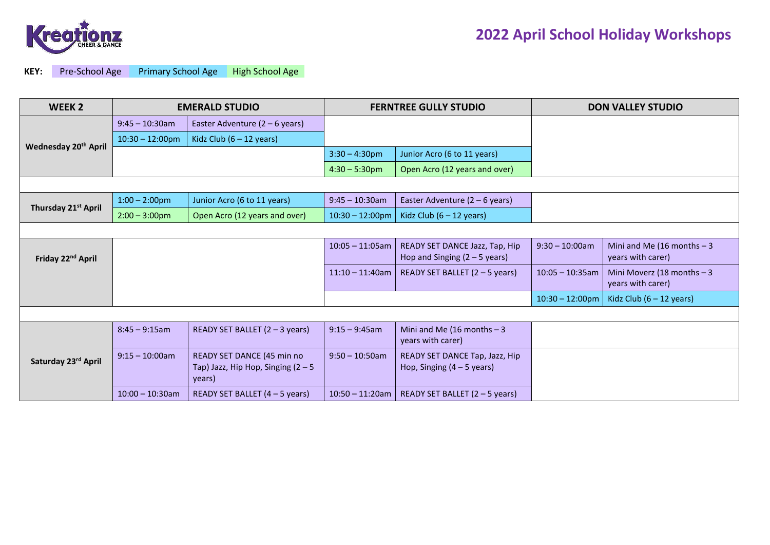# 2022 April School Holiday Workshops

**KEY:** Pre-School Age | Primary School Age | High School Age

| WEEK 2 | EMERALD STUDIO | | FERNTREE GULLY STUDIO | | DON VALLEY STUDIO | |
|---|---|---|---|---|---|---|
| **Wednesday 20th April** | 9:45 – 10:30am | Easter Adventure (2 – 6 years) | | | | |
| | 10:30 – 12:00pm | Kidz Club (6 – 12 years) | | | | |
| | | | 3:30 – 4:30pm | Junior Acro (6 to 11 years) | | |
| | | | 4:30 – 5:30pm | Open Acro (12 years and over) | | |
| **Thursday 21st April** | 1:00 – 2:00pm | Junior Acro (6 to 11 years) | 9:45 – 10:30am | Easter Adventure (2 – 6 years) | | |
| | 2:00 – 3:00pm | Open Acro (12 years and over) | 10:30 – 12:00pm | Kidz Club (6 – 12 years) | | |
| **Friday 22nd April** | | | 10:05 – 11:05am | READY SET DANCE Jazz, Tap, Hip Hop and Singing (2 – 5 years) | 9:30 – 10:00am | Mini and Me (16 months – 3 years with carer) |
| | | | 11:10 – 11:40am | READY SET BALLET (2 – 5 years) | 10:05 – 10:35am | Mini Moverz (18 months – 3 years with carer) |
| | | | | | 10:30 – 12:00pm | Kidz Club (6 – 12 years) |
| **Saturday 23rd April** | 8:45 – 9:15am | READY SET BALLET (2 – 3 years) | 9:15 – 9:45am | Mini and Me (16 months – 3 years with carer) | | |
| | 9:15 – 10:00am | READY SET DANCE (45 min no Tap) Jazz, Hip Hop, Singing (2 – 5 years) | 9:50 – 10:50am | READY SET DANCE Tap, Jazz, Hip Hop, Singing (4 – 5 years) | | |
| | 10:00 – 10:30am | READY SET BALLET (4 – 5 years) | 10:50 – 11:20am | READY SET BALLET (2 – 5 years) | | |